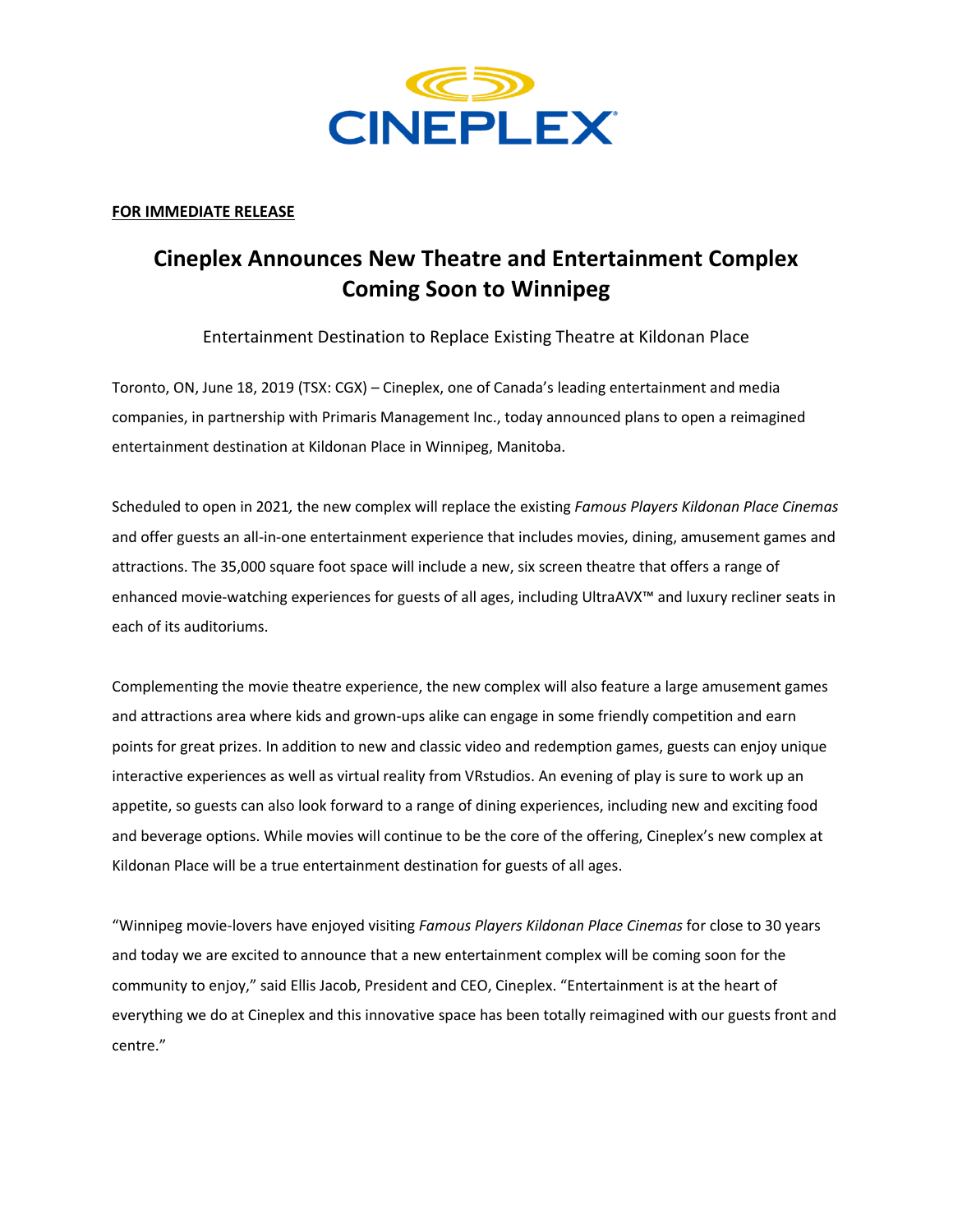**FOR IMMEDIATE RELEASE**

# Cineplex Announces New Theatre and Entertainment Complex Coming Soon to Winnipeg

Entertainment Destination to Replace Existing Theatre at Kildonan Place

Toronto, ON, June 18, 2019 (TSX: CGX) – Cineplex, one of Canada's leading entertainment and media companies, in partnership with Primaris Management Inc., today announced plans to open a reimagined entertainment destination at Kildonan Place in Winnipeg, Manitoba.

Scheduled to open in 2021*,* the new complex will replace the existing *Famous Players Kildonan Place Cinemas* and offer guests an all-in-one entertainment experience that includes movies, dining, amusement games and attractions. The 35,000 square foot space will include a new, six screen theatre that offers a range of enhanced movie-watching experiences for guests of all ages, including UltraAVX™ and luxury recliner seats in each of its auditoriums.

Complementing the movie theatre experience, the new complex will also feature a large amusement games and attractions area where kids and grown-ups alike can engage in some friendly competition and earn points for great prizes. In addition to new and classic video and redemption games, guests can enjoy unique interactive experiences as well as virtual reality from VRstudios. An evening of play is sure to work up an appetite, so guests can also look forward to a range of dining experiences, including new and exciting food and beverage options. While movies will continue to be the core of the offering, Cineplex's new complex at Kildonan Place will be a true entertainment destination for guests of all ages.

"Winnipeg movie-lovers have enjoyed visiting *Famous Players Kildonan Place Cinemas* for close to 30 years and today we are excited to announce that a new entertainment complex will be coming soon for the community to enjoy," said Ellis Jacob, President and CEO, Cineplex. "Entertainment is at the heart of everything we do at Cineplex and this innovative space has been totally reimagined with our guests front and centre."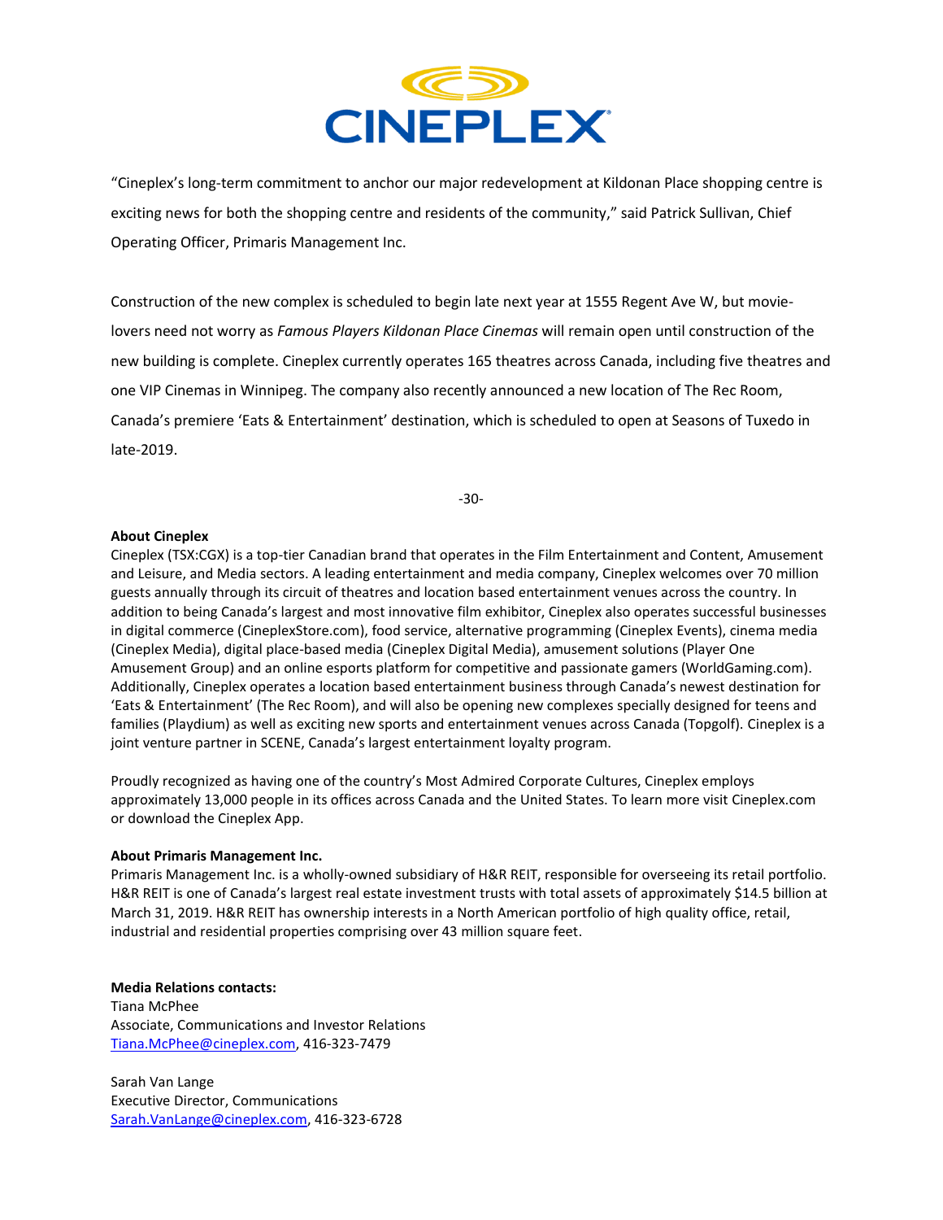"Cineplex's long-term commitment to anchor our major redevelopment at Kildonan Place shopping centre is exciting news for both the shopping centre and residents of the community," said Patrick Sullivan, Chief Operating Officer, Primaris Management Inc.

Construction of the new complex is scheduled to begin late next year at 1555 Regent Ave W, but movie-lovers need not worry as *Famous Players Kildonan Place Cinemas* will remain open until construction of the new building is complete. Cineplex currently operates 165 theatres across Canada, including five theatres and one VIP Cinemas in Winnipeg. The company also recently announced a new location of The Rec Room, Canada's premiere 'Eats & Entertainment' destination, which is scheduled to open at Seasons of Tuxedo in late-2019.

-30-

**About Cineplex**

Cineplex (TSX:CGX) is a top-tier Canadian brand that operates in the Film Entertainment and Content, Amusement and Leisure, and Media sectors. A leading entertainment and media company, Cineplex welcomes over 70 million guests annually through its circuit of theatres and location based entertainment venues across the country. In addition to being Canada's largest and most innovative film exhibitor, Cineplex also operates successful businesses in digital commerce (CineplexStore.com), food service, alternative programming (Cineplex Events), cinema media (Cineplex Media), digital place-based media (Cineplex Digital Media), amusement solutions (Player One Amusement Group) and an online esports platform for competitive and passionate gamers (WorldGaming.com). Additionally, Cineplex operates a location based entertainment business through Canada's newest destination for 'Eats & Entertainment' (The Rec Room), and will also be opening new complexes specially designed for teens and families (Playdium) as well as exciting new sports and entertainment venues across Canada (Topgolf). Cineplex is a joint venture partner in SCENE, Canada's largest entertainment loyalty program.

Proudly recognized as having one of the country's Most Admired Corporate Cultures, Cineplex employs approximately 13,000 people in its offices across Canada and the United States. To learn more visit Cineplex.com or download the Cineplex App.

**About Primaris Management Inc.**

Primaris Management Inc. is a wholly-owned subsidiary of H&R REIT, responsible for overseeing its retail portfolio. H&R REIT is one of Canada's largest real estate investment trusts with total assets of approximately $14.5 billion at March 31, 2019. H&R REIT has ownership interests in a North American portfolio of high quality office, retail, industrial and residential properties comprising over 43 million square feet.

**Media Relations contacts:**

Tiana McPhee
Associate, Communications and Investor Relations
Tiana.McPhee@cineplex.com, 416-323-7479

Sarah Van Lange
Executive Director, Communications
Sarah.VanLange@cineplex.com, 416-323-6728